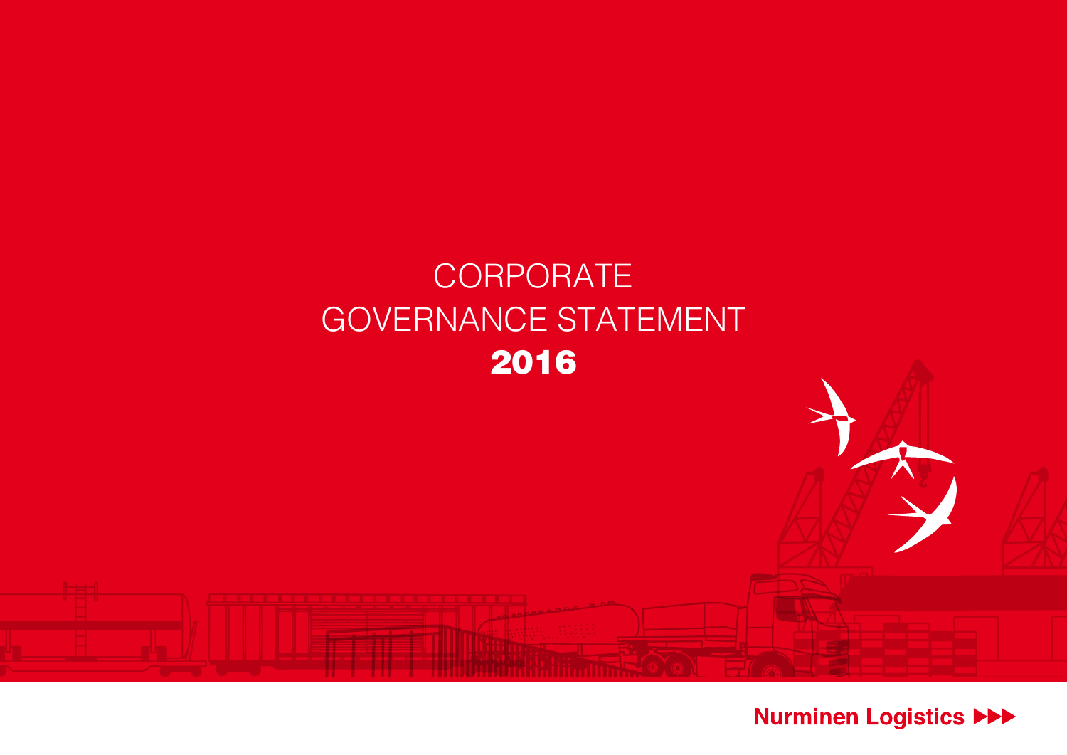# CORPORATE GOVERNANCE STATEMENT 2016

Nurminen Logistics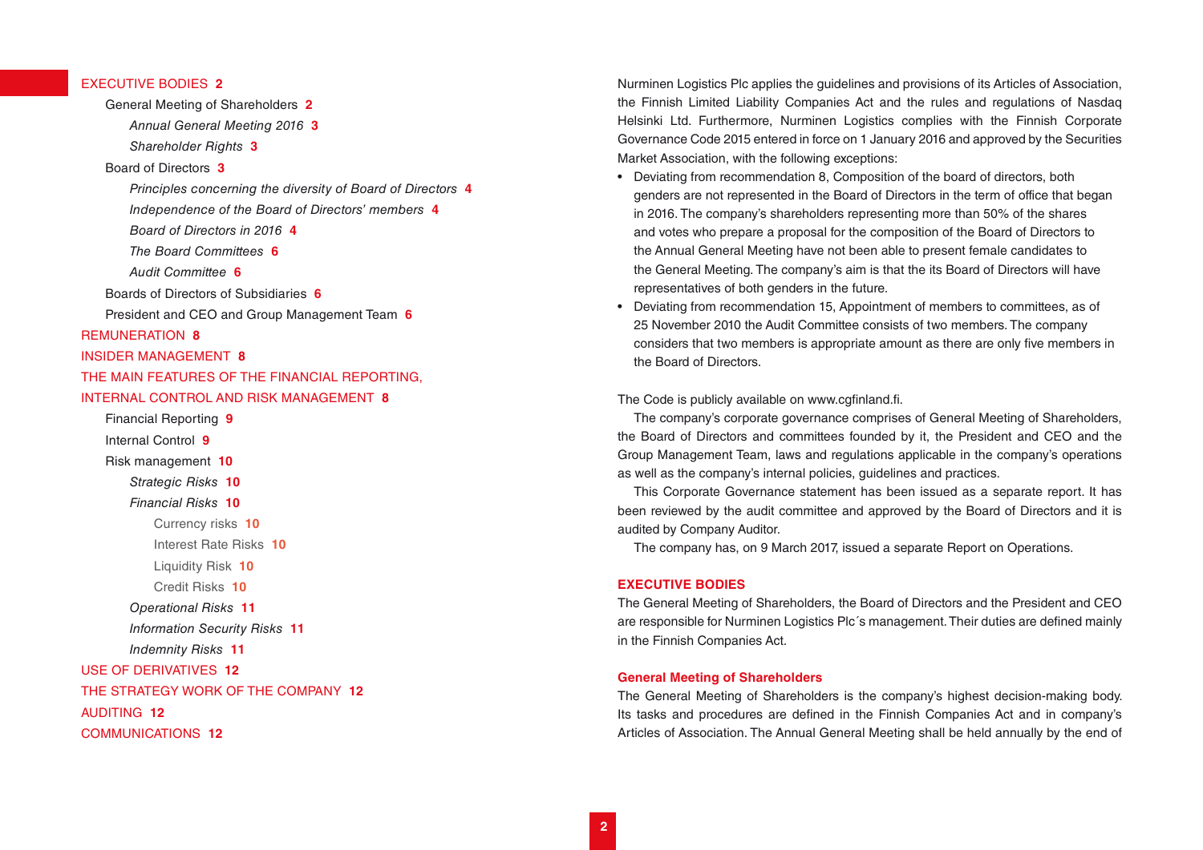- EXECUTIVE BODIES 2
  - General Meeting of Shareholders 2
    - *Annual General Meeting 2016* 3
    - *Shareholder Rights* 3
  - Board of Directors 3
    - *Principles concerning the diversity of Board of Directors* 4
    - *Independence of the Board of Directors' members* 4
    - *Board of Directors in 2016* 4
    - *The Board Committees* 6
    - *Audit Committee* 6
  - Boards of Directors of Subsidiaries 6
  - President and CEO and Group Management Team 6
- REMUNERATION 8
- INSIDER MANAGEMENT 8
- THE MAIN FEATURES OF THE FINANCIAL REPORTING, INTERNAL CONTROL AND RISK MANAGEMENT 8
  - Financial Reporting 9
  - Internal Control 9
  - Risk management 10
    - *Strategic Risks* 10
    - *Financial Risks* 10
      - Currency risks 10
      - Interest Rate Risks 10
      - Liquidity Risk 10
      - Credit Risks 10
    - *Operational Risks* 11
    - *Information Security Risks* 11
    - *Indemnity Risks* 11
- USE OF DERIVATIVES 12
- THE STRATEGY WORK OF THE COMPANY 12
- AUDITING 12
- COMMUNICATIONS 12

Nurminen Logistics Plc applies the guidelines and provisions of its Articles of Association, the Finnish Limited Liability Companies Act and the rules and regulations of Nasdaq Helsinki Ltd. Furthermore, Nurminen Logistics complies with the Finnish Corporate Governance Code 2015 entered in force on 1 January 2016 and approved by the Securities Market Association, with the following exceptions:

- Deviating from recommendation 8, Composition of the board of directors, both genders are not represented in the Board of Directors in the term of office that began in 2016. The company's shareholders representing more than 50% of the shares and votes who prepare a proposal for the composition of the Board of Directors to the Annual General Meeting have not been able to present female candidates to the General Meeting. The company's aim is that the its Board of Directors will have representatives of both genders in the future.
- Deviating from recommendation 15, Appointment of members to committees, as of 25 November 2010 the Audit Committee consists of two members. The company considers that two members is appropriate amount as there are only five members in the Board of Directors.

The Code is publicly available on www.cgfinland.fi.

The company's corporate governance comprises of General Meeting of Shareholders, the Board of Directors and committees founded by it, the President and CEO and the Group Management Team, laws and regulations applicable in the company's operations as well as the company's internal policies, guidelines and practices.

This Corporate Governance statement has been issued as a separate report. It has been reviewed by the audit committee and approved by the Board of Directors and it is audited by Company Auditor.

The company has, on 9 March 2017, issued a separate Report on Operations.

## EXECUTIVE BODIES

The General Meeting of Shareholders, the Board of Directors and the President and CEO are responsible for Nurminen Logistics Plc´s management. Their duties are defined mainly in the Finnish Companies Act.

### General Meeting of Shareholders

The General Meeting of Shareholders is the company's highest decision-making body. Its tasks and procedures are defined in the Finnish Companies Act and in company's Articles of Association. The Annual General Meeting shall be held annually by the end of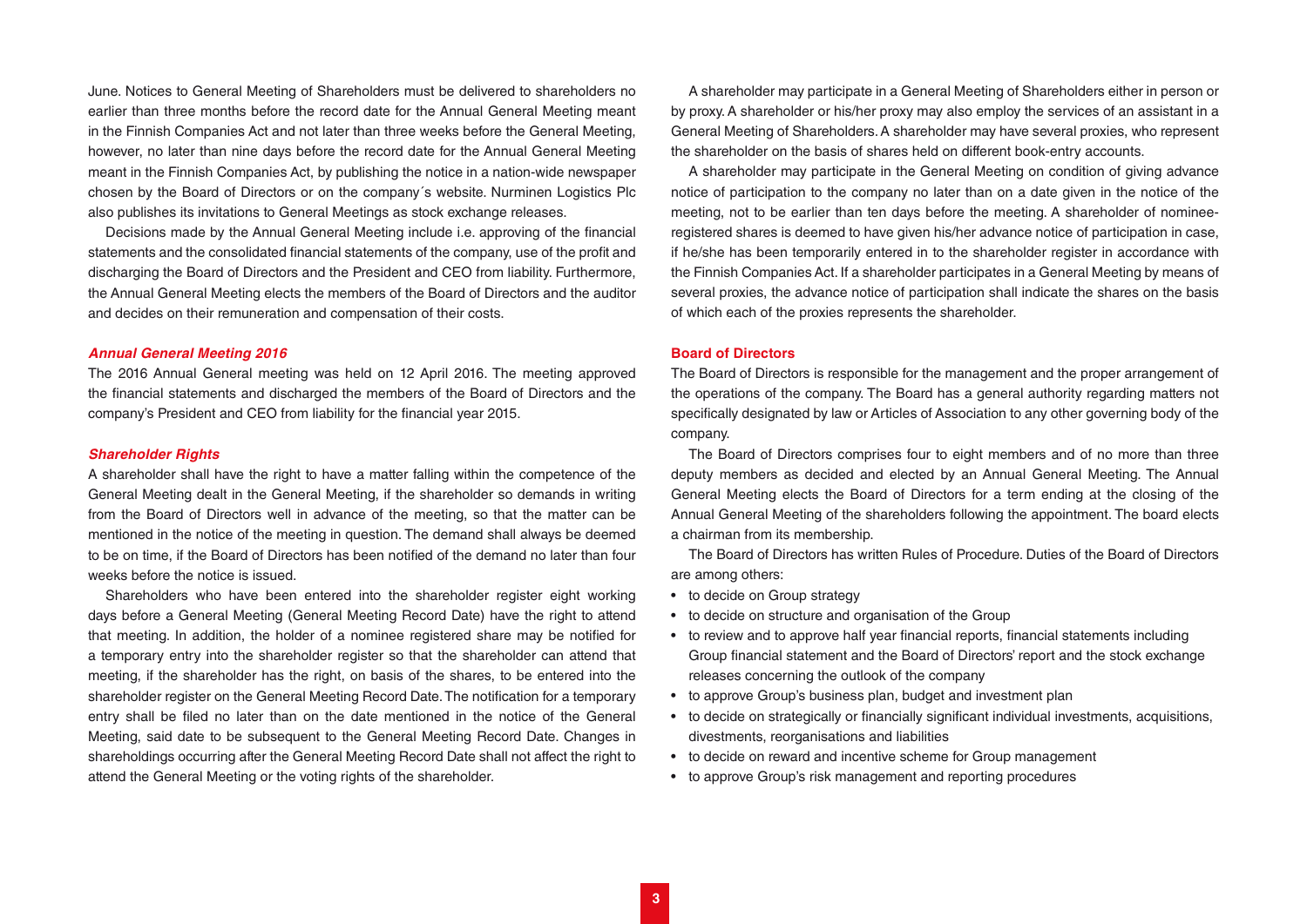June. Notices to General Meeting of Shareholders must be delivered to shareholders no earlier than three months before the record date for the Annual General Meeting meant in the Finnish Companies Act and not later than three weeks before the General Meeting, however, no later than nine days before the record date for the Annual General Meeting meant in the Finnish Companies Act, by publishing the notice in a nation-wide newspaper chosen by the Board of Directors or on the company´s website. Nurminen Logistics Plc also publishes its invitations to General Meetings as stock exchange releases.

Decisions made by the Annual General Meeting include i.e. approving of the financial statements and the consolidated financial statements of the company, use of the profit and discharging the Board of Directors and the President and CEO from liability. Furthermore, the Annual General Meeting elects the members of the Board of Directors and the auditor and decides on their remuneration and compensation of their costs.

### *Annual General Meeting 2016*

The 2016 Annual General meeting was held on 12 April 2016. The meeting approved the financial statements and discharged the members of the Board of Directors and the company's President and CEO from liability for the financial year 2015.

### *Shareholder Rights*

A shareholder shall have the right to have a matter falling within the competence of the General Meeting dealt in the General Meeting, if the shareholder so demands in writing from the Board of Directors well in advance of the meeting, so that the matter can be mentioned in the notice of the meeting in question. The demand shall always be deemed to be on time, if the Board of Directors has been notified of the demand no later than four weeks before the notice is issued.

Shareholders who have been entered into the shareholder register eight working days before a General Meeting (General Meeting Record Date) have the right to attend that meeting. In addition, the holder of a nominee registered share may be notified for a temporary entry into the shareholder register so that the shareholder can attend that meeting, if the shareholder has the right, on basis of the shares, to be entered into the shareholder register on the General Meeting Record Date. The notification for a temporary entry shall be filed no later than on the date mentioned in the notice of the General Meeting, said date to be subsequent to the General Meeting Record Date. Changes in shareholdings occurring after the General Meeting Record Date shall not affect the right to attend the General Meeting or the voting rights of the shareholder.

A shareholder may participate in a General Meeting of Shareholders either in person or by proxy. A shareholder or his/her proxy may also employ the services of an assistant in a General Meeting of Shareholders. A shareholder may have several proxies, who represent the shareholder on the basis of shares held on different book-entry accounts.

A shareholder may participate in the General Meeting on condition of giving advance notice of participation to the company no later than on a date given in the notice of the meeting, not to be earlier than ten days before the meeting. A shareholder of nominee-registered shares is deemed to have given his/her advance notice of participation in case, if he/she has been temporarily entered in to the shareholder register in accordance with the Finnish Companies Act. If a shareholder participates in a General Meeting by means of several proxies, the advance notice of participation shall indicate the shares on the basis of which each of the proxies represents the shareholder.

## Board of Directors

The Board of Directors is responsible for the management and the proper arrangement of the operations of the company. The Board has a general authority regarding matters not specifically designated by law or Articles of Association to any other governing body of the company.

The Board of Directors comprises four to eight members and of no more than three deputy members as decided and elected by an Annual General Meeting. The Annual General Meeting elects the Board of Directors for a term ending at the closing of the Annual General Meeting of the shareholders following the appointment. The board elects a chairman from its membership.

The Board of Directors has written Rules of Procedure. Duties of the Board of Directors are among others:

- to decide on Group strategy
- to decide on structure and organisation of the Group
- to review and to approve half year financial reports, financial statements including Group financial statement and the Board of Directors' report and the stock exchange releases concerning the outlook of the company
- to approve Group's business plan, budget and investment plan
- to decide on strategically or financially significant individual investments, acquisitions, divestments, reorganisations and liabilities
- to decide on reward and incentive scheme for Group management
- to approve Group's risk management and reporting procedures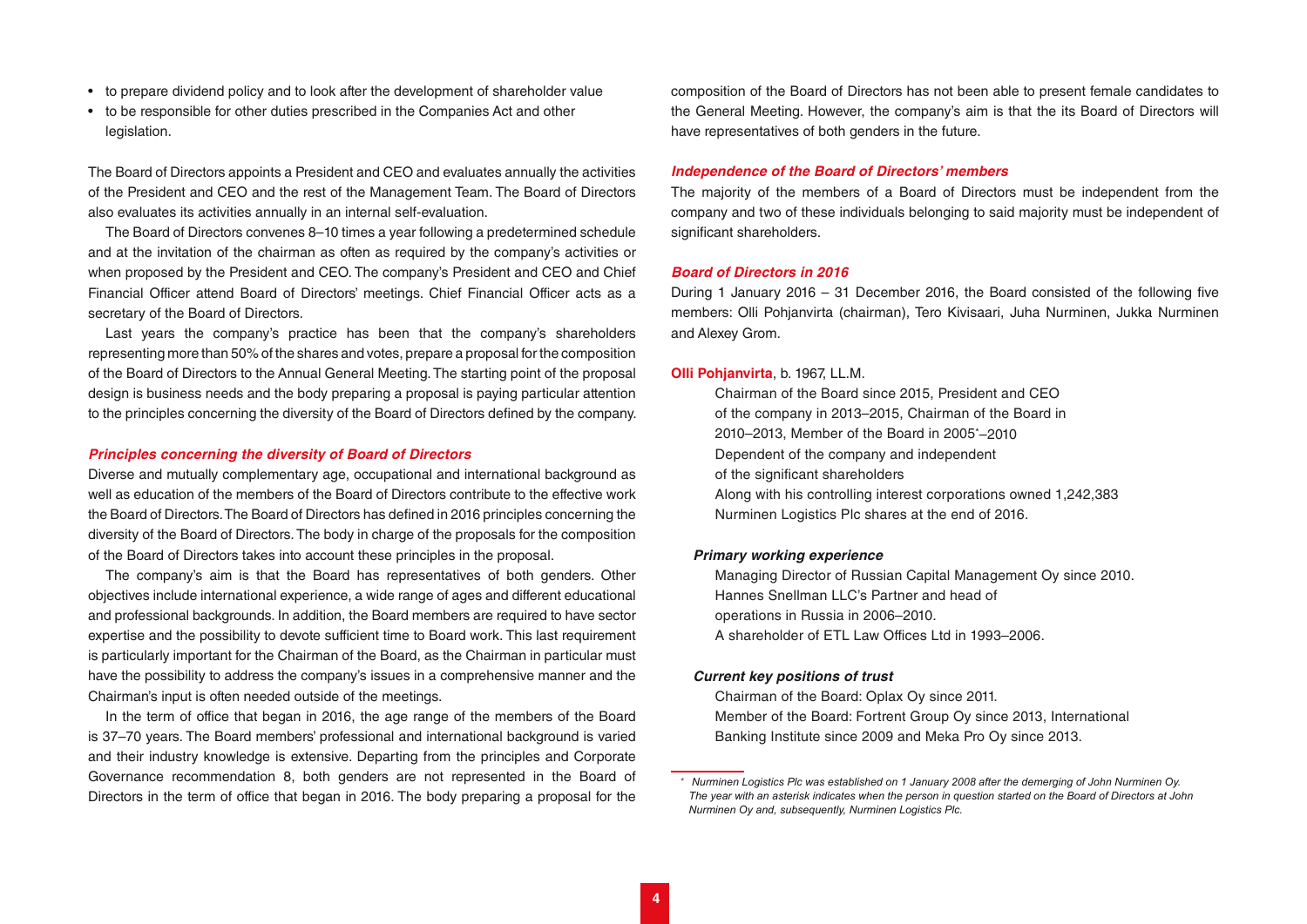- to prepare dividend policy and to look after the development of shareholder value
- to be responsible for other duties prescribed in the Companies Act and other legislation.

The Board of Directors appoints a President and CEO and evaluates annually the activities of the President and CEO and the rest of the Management Team. The Board of Directors also evaluates its activities annually in an internal self-evaluation.

The Board of Directors convenes 8–10 times a year following a predetermined schedule and at the invitation of the chairman as often as required by the company's activities or when proposed by the President and CEO. The company's President and CEO and Chief Financial Officer attend Board of Directors' meetings. Chief Financial Officer acts as a secretary of the Board of Directors.

Last years the company's practice has been that the company's shareholders representing more than 50% of the shares and votes, prepare a proposal for the composition of the Board of Directors to the Annual General Meeting. The starting point of the proposal design is business needs and the body preparing a proposal is paying particular attention to the principles concerning the diversity of the Board of Directors defined by the company.

### *Principles concerning the diversity of Board of Directors*

Diverse and mutually complementary age, occupational and international background as well as education of the members of the Board of Directors contribute to the effective work the Board of Directors. The Board of Directors has defined in 2016 principles concerning the diversity of the Board of Directors. The body in charge of the proposals for the composition of the Board of Directors takes into account these principles in the proposal.

The company's aim is that the Board has representatives of both genders. Other objectives include international experience, a wide range of ages and different educational and professional backgrounds. In addition, the Board members are required to have sector expertise and the possibility to devote sufficient time to Board work. This last requirement is particularly important for the Chairman of the Board, as the Chairman in particular must have the possibility to address the company's issues in a comprehensive manner and the Chairman's input is often needed outside of the meetings.

In the term of office that began in 2016, the age range of the members of the Board is 37–70 years. The Board members' professional and international background is varied and their industry knowledge is extensive. Departing from the principles and Corporate Governance recommendation 8, both genders are not represented in the Board of Directors in the term of office that began in 2016. The body preparing a proposal for the composition of the Board of Directors has not been able to present female candidates to the General Meeting. However, the company's aim is that the its Board of Directors will have representatives of both genders in the future.

### *Independence of the Board of Directors' members*

The majority of the members of a Board of Directors must be independent from the company and two of these individuals belonging to said majority must be independent of significant shareholders.

### *Board of Directors in 2016*

During 1 January 2016 – 31 December 2016, the Board consisted of the following five members: Olli Pohjanvirta (chairman), Tero Kivisaari, Juha Nurminen, Jukka Nurminen and Alexey Grom.

**Olli Pohjanvirta**, b. 1967, LL.M.

Chairman of the Board since 2015, President and CEO of the company in 2013–2015, Chairman of the Board in 2010–2013, Member of the Board in 2005*–2010
Dependent of the company and independent of the significant shareholders
Along with his controlling interest corporations owned 1,242,383 Nurminen Logistics Plc shares at the end of 2016.

#### *Primary working experience*

Managing Director of Russian Capital Management Oy since 2010.
Hannes Snellman LLC's Partner and head of operations in Russia in 2006–2010.
A shareholder of ETL Law Offices Ltd in 1993–2006.

#### *Current key positions of trust*

Chairman of the Board: Oplax Oy since 2011.
Member of the Board: Fortrent Group Oy since 2013, International Banking Institute since 2009 and Meka Pro Oy since 2013.

---

*\* Nurminen Logistics Plc was established on 1 January 2008 after the demerging of John Nurminen Oy. The year with an asterisk indicates when the person in question started on the Board of Directors at John Nurminen Oy and, subsequently, Nurminen Logistics Plc.*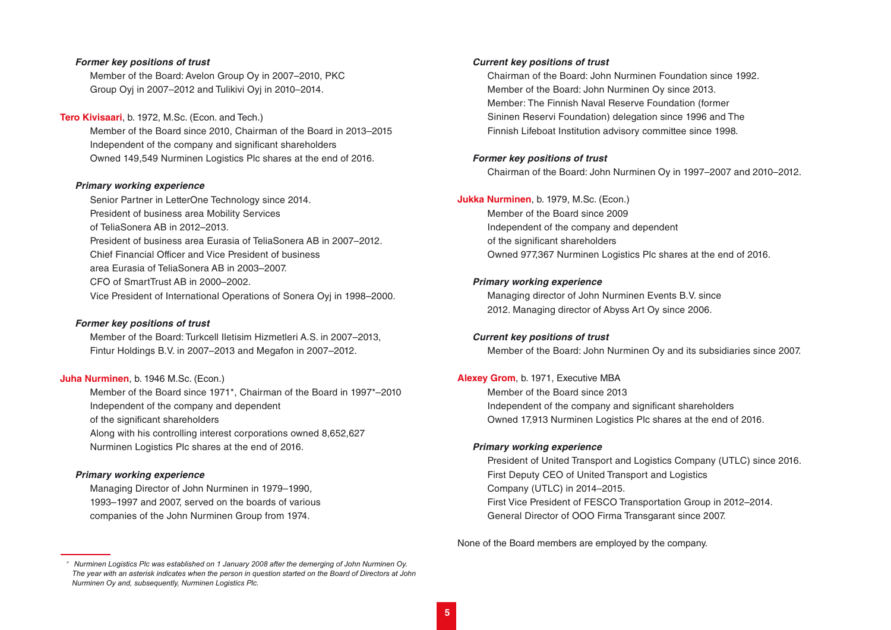*Former key positions of trust*

Member of the Board: Avelon Group Oy in 2007–2010, PKC Group Oyj in 2007–2012 and Tulikivi Oyj in 2010–2014.

**Tero Kivisaari**, b. 1972, M.Sc. (Econ. and Tech.)

Member of the Board since 2010, Chairman of the Board in 2013–2015
Independent of the company and significant shareholders
Owned 149,549 Nurminen Logistics Plc shares at the end of 2016.

*Primary working experience*

Senior Partner in LetterOne Technology since 2014.
President of business area Mobility Services of TeliaSonera AB in 2012–2013.
President of business area Eurasia of TeliaSonera AB in 2007–2012.
Chief Financial Officer and Vice President of business area Eurasia of TeliaSonera AB in 2003–2007.
CFO of SmartTrust AB in 2000–2002.
Vice President of International Operations of Sonera Oyj in 1998–2000.

*Former key positions of trust*

Member of the Board: Turkcell Iletisim Hizmetleri A.S. in 2007–2013, Fintur Holdings B.V. in 2007–2013 and Megafon in 2007–2012.

**Juha Nurminen**, b. 1946 M.Sc. (Econ.)

Member of the Board since 1971*, Chairman of the Board in 1997*–2010
Independent of the company and dependent of the significant shareholders
Along with his controlling interest corporations owned 8,652,627 Nurminen Logistics Plc shares at the end of 2016.

*Primary working experience*

Managing Director of John Nurminen in 1979–1990, 1993–1997 and 2007, served on the boards of various companies of the John Nurminen Group from 1974.

*Current key positions of trust*

Chairman of the Board: John Nurminen Foundation since 1992.
Member of the Board: John Nurminen Oy since 2013.
Member: The Finnish Naval Reserve Foundation (former Sininen Reservi Foundation) delegation since 1996 and The Finnish Lifeboat Institution advisory committee since 1998.

*Former key positions of trust*

Chairman of the Board: John Nurminen Oy in 1997–2007 and 2010–2012.

**Jukka Nurminen**, b. 1979, M.Sc. (Econ.)

Member of the Board since 2009
Independent of the company and dependent of the significant shareholders
Owned 977,367 Nurminen Logistics Plc shares at the end of 2016.

*Primary working experience*

Managing director of John Nurminen Events B.V. since 2012. Managing director of Abyss Art Oy since 2006.

*Current key positions of trust*

Member of the Board: John Nurminen Oy and its subsidiaries since 2007.

**Alexey Grom**, b. 1971, Executive MBA

Member of the Board since 2013
Independent of the company and significant shareholders
Owned 17,913 Nurminen Logistics Plc shares at the end of 2016.

*Primary working experience*

President of United Transport and Logistics Company (UTLC) since 2016.
First Deputy CEO of United Transport and Logistics Company (UTLC) in 2014–2015.
First Vice President of FESCO Transportation Group in 2012–2014.
General Director of OOO Firma Transgarant since 2007.

None of the Board members are employed by the company.

*\* Nurminen Logistics Plc was established on 1 January 2008 after the demerging of John Nurminen Oy. The year with an asterisk indicates when the person in question started on the Board of Directors at John Nurminen Oy and, subsequently, Nurminen Logistics Plc.*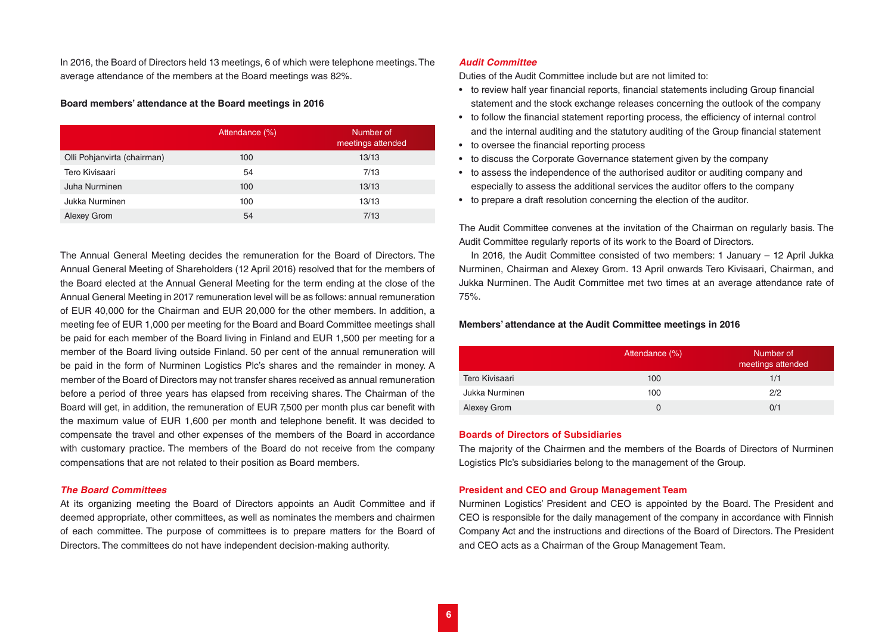In 2016, the Board of Directors held 13 meetings, 6 of which were telephone meetings. The average attendance of the members at the Board meetings was 82%.

**Board members' attendance at the Board meetings in 2016**

| | Attendance (%) | Number of meetings attended |
|---|---|---|
| Olli Pohjanvirta (chairman) | 100 | 13/13 |
| Tero Kivisaari | 54 | 7/13 |
| Juha Nurminen | 100 | 13/13 |
| Jukka Nurminen | 100 | 13/13 |
| Alexey Grom | 54 | 7/13 |

The Annual General Meeting decides the remuneration for the Board of Directors. The Annual General Meeting of Shareholders (12 April 2016) resolved that for the members of the Board elected at the Annual General Meeting for the term ending at the close of the Annual General Meeting in 2017 remuneration level will be as follows: annual remuneration of EUR 40,000 for the Chairman and EUR 20,000 for the other members. In addition, a meeting fee of EUR 1,000 per meeting for the Board and Board Committee meetings shall be paid for each member of the Board living in Finland and EUR 1,500 per meeting for a member of the Board living outside Finland. 50 per cent of the annual remuneration will be paid in the form of Nurminen Logistics Plc's shares and the remainder in money. A member of the Board of Directors may not transfer shares received as annual remuneration before a period of three years has elapsed from receiving shares. The Chairman of the Board will get, in addition, the remuneration of EUR 7,500 per month plus car benefit with the maximum value of EUR 1,600 per month and telephone benefit. It was decided to compensate the travel and other expenses of the members of the Board in accordance with customary practice. The members of the Board do not receive from the company compensations that are not related to their position as Board members.

### *The Board Committees*

At its organizing meeting the Board of Directors appoints an Audit Committee and if deemed appropriate, other committees, as well as nominates the members and chairmen of each committee. The purpose of committees is to prepare matters for the Board of Directors. The committees do not have independent decision-making authority.

### *Audit Committee*

Duties of the Audit Committee include but are not limited to:

- to review half year financial reports, financial statements including Group financial statement and the stock exchange releases concerning the outlook of the company
- to follow the financial statement reporting process, the efficiency of internal control and the internal auditing and the statutory auditing of the Group financial statement
- to oversee the financial reporting process
- to discuss the Corporate Governance statement given by the company
- to assess the independence of the authorised auditor or auditing company and especially to assess the additional services the auditor offers to the company
- to prepare a draft resolution concerning the election of the auditor.

The Audit Committee convenes at the invitation of the Chairman on regularly basis. The Audit Committee regularly reports of its work to the Board of Directors.

In 2016, the Audit Committee consisted of two members: 1 January – 12 April Jukka Nurminen, Chairman and Alexey Grom. 13 April onwards Tero Kivisaari, Chairman, and Jukka Nurminen. The Audit Committee met two times at an average attendance rate of 75%.

**Members' attendance at the Audit Committee meetings in 2016**

| | Attendance (%) | Number of meetings attended |
|---|---|---|
| Tero Kivisaari | 100 | 1/1 |
| Jukka Nurminen | 100 | 2/2 |
| Alexey Grom | 0 | 0/1 |

### Boards of Directors of Subsidiaries

The majority of the Chairmen and the members of the Boards of Directors of Nurminen Logistics Plc's subsidiaries belong to the management of the Group.

### President and CEO and Group Management Team

Nurminen Logistics' President and CEO is appointed by the Board. The President and CEO is responsible for the daily management of the company in accordance with Finnish Company Act and the instructions and directions of the Board of Directors. The President and CEO acts as a Chairman of the Group Management Team.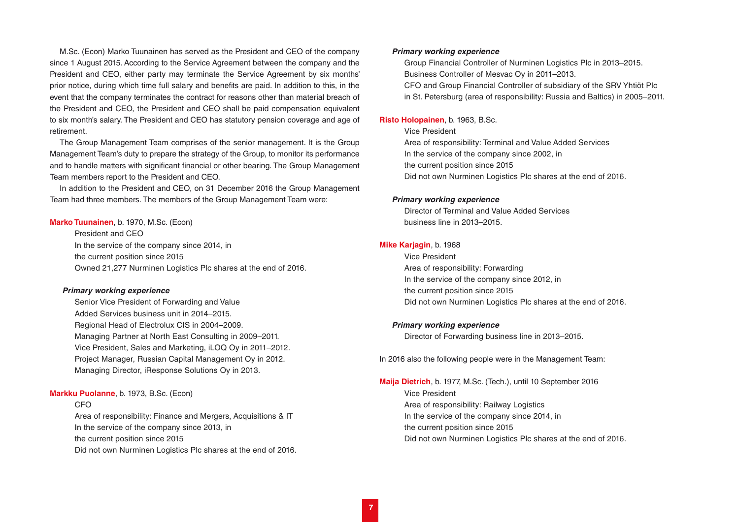M.Sc. (Econ) Marko Tuunainen has served as the President and CEO of the company since 1 August 2015. According to the Service Agreement between the company and the President and CEO, either party may terminate the Service Agreement by six months' prior notice, during which time full salary and benefits are paid. In addition to this, in the event that the company terminates the contract for reasons other than material breach of the President and CEO, the President and CEO shall be paid compensation equivalent to six month's salary. The President and CEO has statutory pension coverage and age of retirement.

The Group Management Team comprises of the senior management. It is the Group Management Team's duty to prepare the strategy of the Group, to monitor its performance and to handle matters with significant financial or other bearing. The Group Management Team members report to the President and CEO.

In addition to the President and CEO, on 31 December 2016 the Group Management Team had three members. The members of the Group Management Team were:

**Marko Tuunainen**, b. 1970, M.Sc. (Econ)
President and CEO
In the service of the company since 2014, in the current position since 2015
Owned 21,277 Nurminen Logistics Plc shares at the end of 2016.

***Primary working experience***
Senior Vice President of Forwarding and Value Added Services business unit in 2014–2015.
Regional Head of Electrolux CIS in 2004–2009.
Managing Partner at North East Consulting in 2009–2011.
Vice President, Sales and Marketing, iLOQ Oy in 2011–2012.
Project Manager, Russian Capital Management Oy in 2012.
Managing Director, iResponse Solutions Oy in 2013.

**Markku Puolanne**, b. 1973, B.Sc. (Econ)
CFO
Area of responsibility: Finance and Mergers, Acquisitions & IT
In the service of the company since 2013, in the current position since 2015
Did not own Nurminen Logistics Plc shares at the end of 2016.

***Primary working experience***
Group Financial Controller of Nurminen Logistics Plc in 2013–2015.
Business Controller of Mesvac Oy in 2011–2013.
CFO and Group Financial Controller of subsidiary of the SRV Yhtiöt Plc in St. Petersburg (area of responsibility: Russia and Baltics) in 2005–2011.

**Risto Holopainen**, b. 1963, B.Sc.
Vice President
Area of responsibility: Terminal and Value Added Services
In the service of the company since 2002, in the current position since 2015
Did not own Nurminen Logistics Plc shares at the end of 2016.

***Primary working experience***
Director of Terminal and Value Added Services business line in 2013–2015.

**Mike Karjagin**, b. 1968
Vice President
Area of responsibility: Forwarding
In the service of the company since 2012, in the current position since 2015
Did not own Nurminen Logistics Plc shares at the end of 2016.

***Primary working experience***
Director of Forwarding business line in 2013–2015.

In 2016 also the following people were in the Management Team:

**Maija Dietrich**, b. 1977, M.Sc. (Tech.), until 10 September 2016
Vice President
Area of responsibility: Railway Logistics
In the service of the company since 2014, in the current position since 2015
Did not own Nurminen Logistics Plc shares at the end of 2016.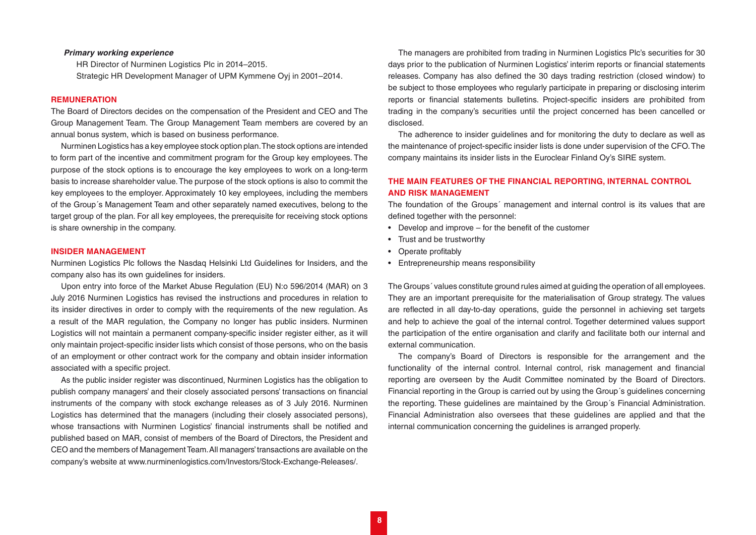*Primary working experience*

HR Director of Nurminen Logistics Plc in 2014–2015.

Strategic HR Development Manager of UPM Kymmene Oyj in 2001–2014.

## REMUNERATION

The Board of Directors decides on the compensation of the President and CEO and The Group Management Team. The Group Management Team members are covered by an annual bonus system, which is based on business performance.

Nurminen Logistics has a key employee stock option plan. The stock options are intended to form part of the incentive and commitment program for the Group key employees. The purpose of the stock options is to encourage the key employees to work on a long-term basis to increase shareholder value. The purpose of the stock options is also to commit the key employees to the employer. Approximately 10 key employees, including the members of the Group´s Management Team and other separately named executives, belong to the target group of the plan. For all key employees, the prerequisite for receiving stock options is share ownership in the company.

## INSIDER MANAGEMENT

Nurminen Logistics Plc follows the Nasdaq Helsinki Ltd Guidelines for Insiders, and the company also has its own guidelines for insiders.

Upon entry into force of the Market Abuse Regulation (EU) N:o 596/2014 (MAR) on 3 July 2016 Nurminen Logistics has revised the instructions and procedures in relation to its insider directives in order to comply with the requirements of the new regulation. As a result of the MAR regulation, the Company no longer has public insiders. Nurminen Logistics will not maintain a permanent company-specific insider register either, as it will only maintain project-specific insider lists which consist of those persons, who on the basis of an employment or other contract work for the company and obtain insider information associated with a specific project.

As the public insider register was discontinued, Nurminen Logistics has the obligation to publish company managers' and their closely associated persons' transactions on financial instruments of the company with stock exchange releases as of 3 July 2016. Nurminen Logistics has determined that the managers (including their closely associated persons), whose transactions with Nurminen Logistics' financial instruments shall be notified and published based on MAR, consist of members of the Board of Directors, the President and CEO and the members of Management Team. All managers' transactions are available on the company's website at www.nurminenlogistics.com/Investors/Stock-Exchange-Releases/.

The managers are prohibited from trading in Nurminen Logistics Plc's securities for 30 days prior to the publication of Nurminen Logistics' interim reports or financial statements releases. Company has also defined the 30 days trading restriction (closed window) to be subject to those employees who regularly participate in preparing or disclosing interim reports or financial statements bulletins. Project-specific insiders are prohibited from trading in the company's securities until the project concerned has been cancelled or disclosed.

The adherence to insider guidelines and for monitoring the duty to declare as well as the maintenance of project-specific insider lists is done under supervision of the CFO. The company maintains its insider lists in the Euroclear Finland Oy's SIRE system.

## THE MAIN FEATURES OF THE FINANCIAL REPORTING, INTERNAL CONTROL AND RISK MANAGEMENT

The foundation of the Groups´ management and internal control is its values that are defined together with the personnel:

- Develop and improve – for the benefit of the customer
- Trust and be trustworthy
- Operate profitably
- Entrepreneurship means responsibility

The Groups´ values constitute ground rules aimed at guiding the operation of all employees. They are an important prerequisite for the materialisation of Group strategy. The values are reflected in all day-to-day operations, guide the personnel in achieving set targets and help to achieve the goal of the internal control. Together determined values support the participation of the entire organisation and clarify and facilitate both our internal and external communication.

The company's Board of Directors is responsible for the arrangement and the functionality of the internal control. Internal control, risk management and financial reporting are overseen by the Audit Committee nominated by the Board of Directors. Financial reporting in the Group is carried out by using the Group´s guidelines concerning the reporting. These guidelines are maintained by the Group´s Financial Administration. Financial Administration also oversees that these guidelines are applied and that the internal communication concerning the guidelines is arranged properly.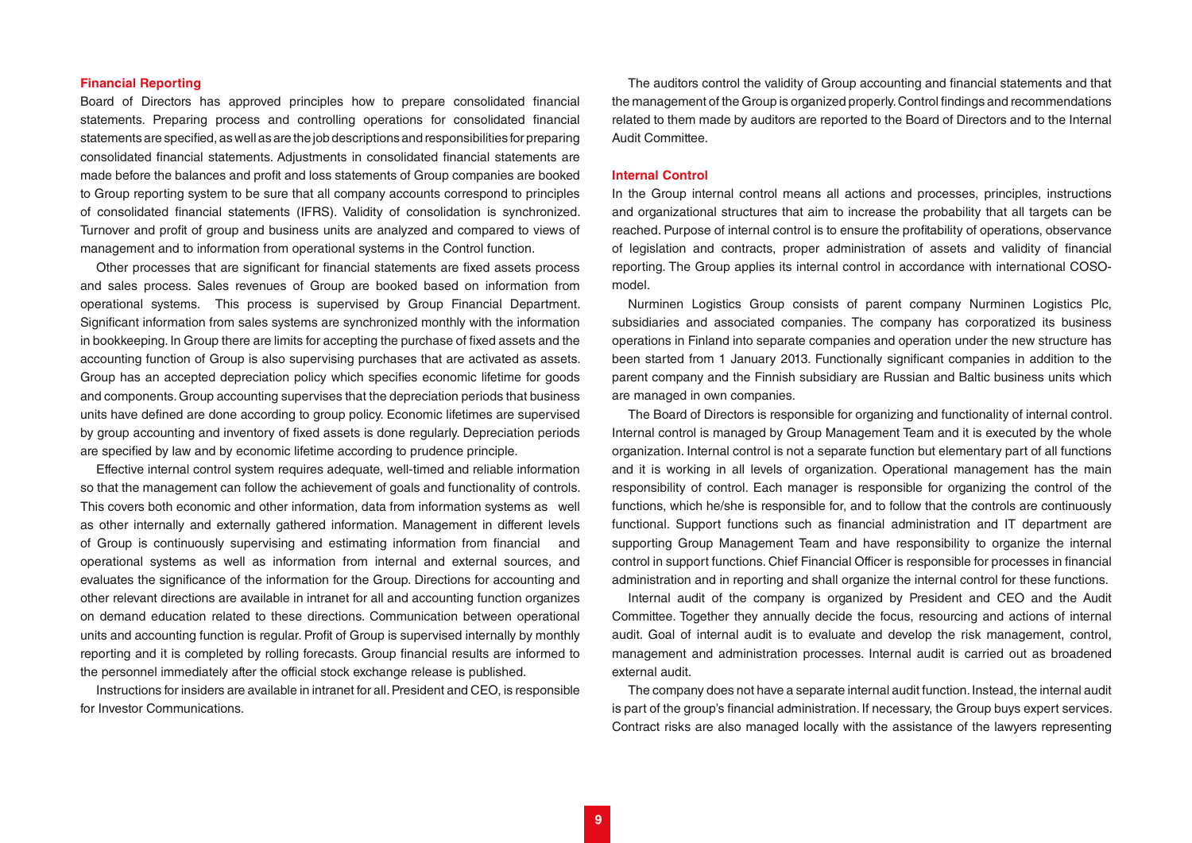### Financial Reporting

Board of Directors has approved principles how to prepare consolidated financial statements. Preparing process and controlling operations for consolidated financial statements are specified, as well as are the job descriptions and responsibilities for preparing consolidated financial statements. Adjustments in consolidated financial statements are made before the balances and profit and loss statements of Group companies are booked to Group reporting system to be sure that all company accounts correspond to principles of consolidated financial statements (IFRS). Validity of consolidation is synchronized. Turnover and profit of group and business units are analyzed and compared to views of management and to information from operational systems in the Control function.

Other processes that are significant for financial statements are fixed assets process and sales process. Sales revenues of Group are booked based on information from operational systems. This process is supervised by Group Financial Department. Significant information from sales systems are synchronized monthly with the information in bookkeeping. In Group there are limits for accepting the purchase of fixed assets and the accounting function of Group is also supervising purchases that are activated as assets. Group has an accepted depreciation policy which specifies economic lifetime for goods and components. Group accounting supervises that the depreciation periods that business units have defined are done according to group policy. Economic lifetimes are supervised by group accounting and inventory of fixed assets is done regularly. Depreciation periods are specified by law and by economic lifetime according to prudence principle.

Effective internal control system requires adequate, well-timed and reliable information so that the management can follow the achievement of goals and functionality of controls. This covers both economic and other information, data from information systems as well as other internally and externally gathered information. Management in different levels of Group is continuously supervising and estimating information from financial and operational systems as well as information from internal and external sources, and evaluates the significance of the information for the Group. Directions for accounting and other relevant directions are available in intranet for all and accounting function organizes on demand education related to these directions. Communication between operational units and accounting function is regular. Profit of Group is supervised internally by monthly reporting and it is completed by rolling forecasts. Group financial results are informed to the personnel immediately after the official stock exchange release is published.

Instructions for insiders are available in intranet for all. President and CEO, is responsible for Investor Communications.

The auditors control the validity of Group accounting and financial statements and that the management of the Group is organized properly. Control findings and recommendations related to them made by auditors are reported to the Board of Directors and to the Internal Audit Committee.

### Internal Control

In the Group internal control means all actions and processes, principles, instructions and organizational structures that aim to increase the probability that all targets can be reached. Purpose of internal control is to ensure the profitability of operations, observance of legislation and contracts, proper administration of assets and validity of financial reporting. The Group applies its internal control in accordance with international COSO-model.

Nurminen Logistics Group consists of parent company Nurminen Logistics Plc, subsidiaries and associated companies. The company has corporatized its business operations in Finland into separate companies and operation under the new structure has been started from 1 January 2013. Functionally significant companies in addition to the parent company and the Finnish subsidiary are Russian and Baltic business units which are managed in own companies.

The Board of Directors is responsible for organizing and functionality of internal control. Internal control is managed by Group Management Team and it is executed by the whole organization. Internal control is not a separate function but elementary part of all functions and it is working in all levels of organization. Operational management has the main responsibility of control. Each manager is responsible for organizing the control of the functions, which he/she is responsible for, and to follow that the controls are continuously functional. Support functions such as financial administration and IT department are supporting Group Management Team and have responsibility to organize the internal control in support functions. Chief Financial Officer is responsible for processes in financial administration and in reporting and shall organize the internal control for these functions.

Internal audit of the company is organized by President and CEO and the Audit Committee. Together they annually decide the focus, resourcing and actions of internal audit. Goal of internal audit is to evaluate and develop the risk management, control, management and administration processes. Internal audit is carried out as broadened external audit.

The company does not have a separate internal audit function. Instead, the internal audit is part of the group's financial administration. If necessary, the Group buys expert services. Contract risks are also managed locally with the assistance of the lawyers representing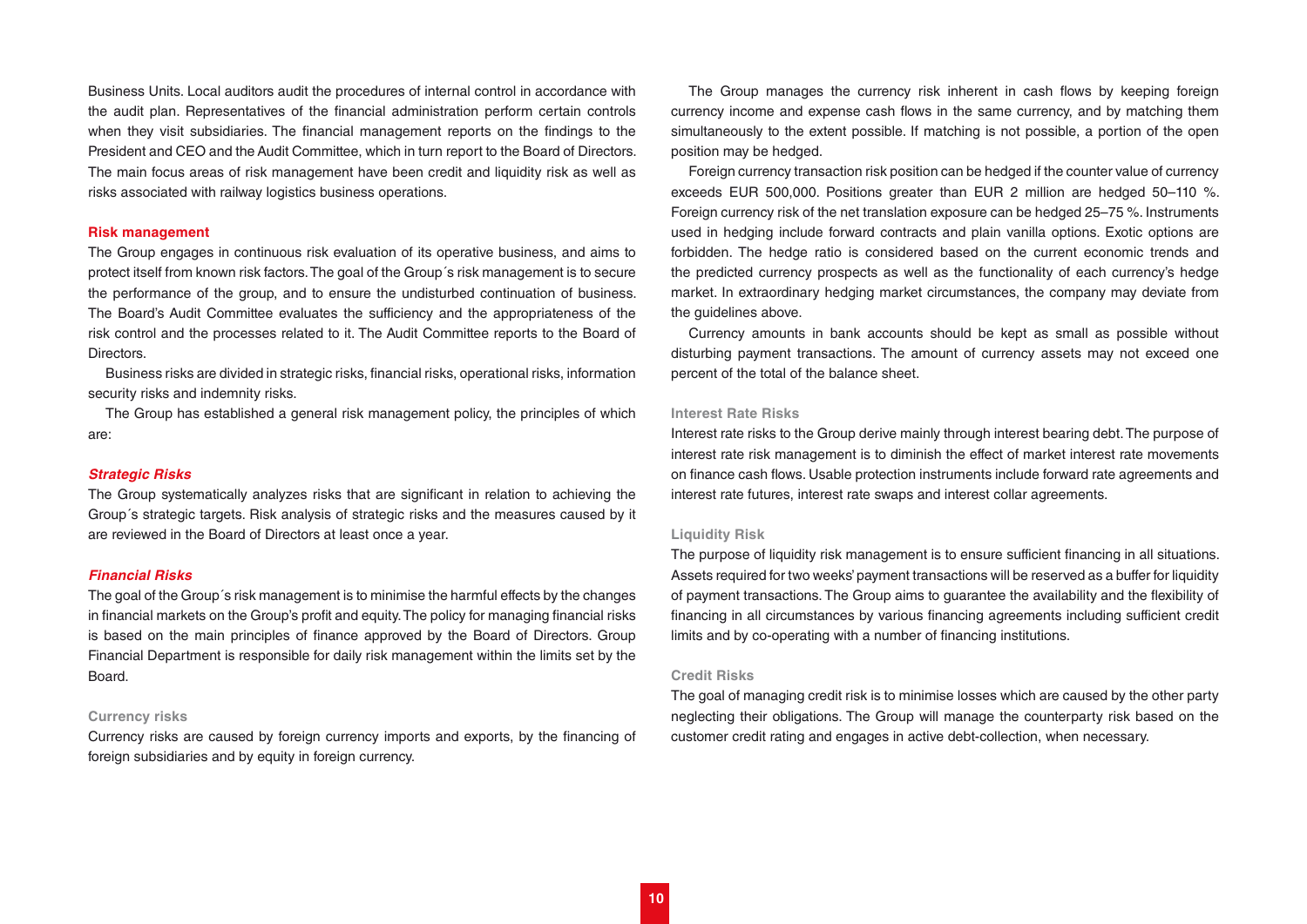Business Units. Local auditors audit the procedures of internal control in accordance with the audit plan. Representatives of the financial administration perform certain controls when they visit subsidiaries. The financial management reports on the findings to the President and CEO and the Audit Committee, which in turn report to the Board of Directors. The main focus areas of risk management have been credit and liquidity risk as well as risks associated with railway logistics business operations.

## Risk management

The Group engages in continuous risk evaluation of its operative business, and aims to protect itself from known risk factors. The goal of the Group´s risk management is to secure the performance of the group, and to ensure the undisturbed continuation of business. The Board's Audit Committee evaluates the sufficiency and the appropriateness of the risk control and the processes related to it. The Audit Committee reports to the Board of Directors.

Business risks are divided in strategic risks, financial risks, operational risks, information security risks and indemnity risks.

The Group has established a general risk management policy, the principles of which are:

### *Strategic Risks*

The Group systematically analyzes risks that are significant in relation to achieving the Group´s strategic targets. Risk analysis of strategic risks and the measures caused by it are reviewed in the Board of Directors at least once a year.

### *Financial Risks*

The goal of the Group´s risk management is to minimise the harmful effects by the changes in financial markets on the Group's profit and equity. The policy for managing financial risks is based on the main principles of finance approved by the Board of Directors. Group Financial Department is responsible for daily risk management within the limits set by the Board.

#### Currency risks

Currency risks are caused by foreign currency imports and exports, by the financing of foreign subsidiaries and by equity in foreign currency.

The Group manages the currency risk inherent in cash flows by keeping foreign currency income and expense cash flows in the same currency, and by matching them simultaneously to the extent possible. If matching is not possible, a portion of the open position may be hedged.

Foreign currency transaction risk position can be hedged if the counter value of currency exceeds EUR 500,000. Positions greater than EUR 2 million are hedged 50–110 %. Foreign currency risk of the net translation exposure can be hedged 25–75 %. Instruments used in hedging include forward contracts and plain vanilla options. Exotic options are forbidden. The hedge ratio is considered based on the current economic trends and the predicted currency prospects as well as the functionality of each currency's hedge market. In extraordinary hedging market circumstances, the company may deviate from the guidelines above.

Currency amounts in bank accounts should be kept as small as possible without disturbing payment transactions. The amount of currency assets may not exceed one percent of the total of the balance sheet.

#### Interest Rate Risks

Interest rate risks to the Group derive mainly through interest bearing debt. The purpose of interest rate risk management is to diminish the effect of market interest rate movements on finance cash flows. Usable protection instruments include forward rate agreements and interest rate futures, interest rate swaps and interest collar agreements.

#### Liquidity Risk

The purpose of liquidity risk management is to ensure sufficient financing in all situations. Assets required for two weeks' payment transactions will be reserved as a buffer for liquidity of payment transactions. The Group aims to guarantee the availability and the flexibility of financing in all circumstances by various financing agreements including sufficient credit limits and by co-operating with a number of financing institutions.

#### Credit Risks

The goal of managing credit risk is to minimise losses which are caused by the other party neglecting their obligations. The Group will manage the counterparty risk based on the customer credit rating and engages in active debt-collection, when necessary.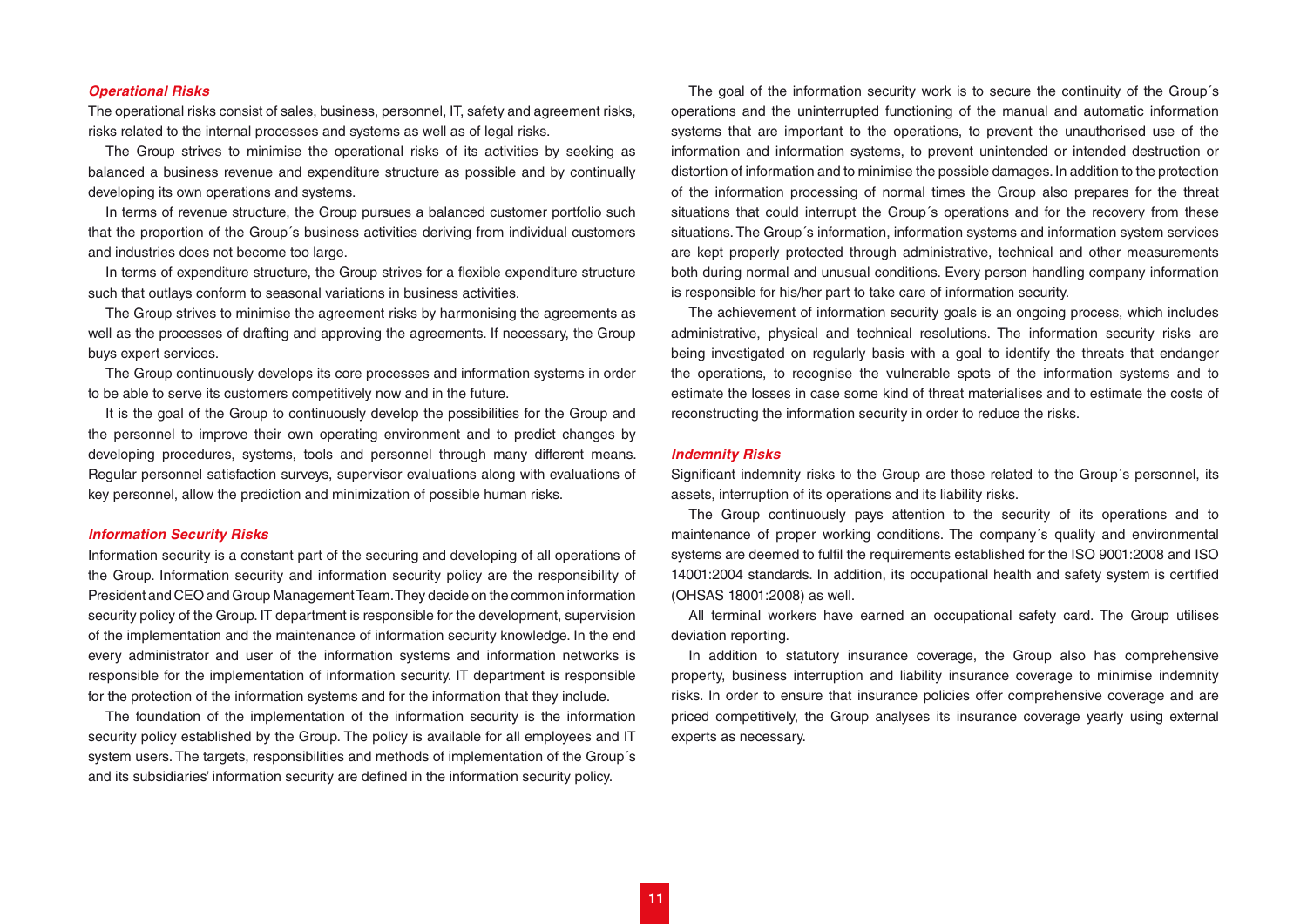### *Operational Risks*

The operational risks consist of sales, business, personnel, IT, safety and agreement risks, risks related to the internal processes and systems as well as of legal risks.

The Group strives to minimise the operational risks of its activities by seeking as balanced a business revenue and expenditure structure as possible and by continually developing its own operations and systems.

In terms of revenue structure, the Group pursues a balanced customer portfolio such that the proportion of the Group´s business activities deriving from individual customers and industries does not become too large.

In terms of expenditure structure, the Group strives for a flexible expenditure structure such that outlays conform to seasonal variations in business activities.

The Group strives to minimise the agreement risks by harmonising the agreements as well as the processes of drafting and approving the agreements. If necessary, the Group buys expert services.

The Group continuously develops its core processes and information systems in order to be able to serve its customers competitively now and in the future.

It is the goal of the Group to continuously develop the possibilities for the Group and the personnel to improve their own operating environment and to predict changes by developing procedures, systems, tools and personnel through many different means. Regular personnel satisfaction surveys, supervisor evaluations along with evaluations of key personnel, allow the prediction and minimization of possible human risks.

### *Information Security Risks*

Information security is a constant part of the securing and developing of all operations of the Group. Information security and information security policy are the responsibility of President and CEO and Group Management Team. They decide on the common information security policy of the Group. IT department is responsible for the development, supervision of the implementation and the maintenance of information security knowledge. In the end every administrator and user of the information systems and information networks is responsible for the implementation of information security. IT department is responsible for the protection of the information systems and for the information that they include.

The foundation of the implementation of the information security is the information security policy established by the Group. The policy is available for all employees and IT system users. The targets, responsibilities and methods of implementation of the Group´s and its subsidiaries' information security are defined in the information security policy.

The goal of the information security work is to secure the continuity of the Group´s operations and the uninterrupted functioning of the manual and automatic information systems that are important to the operations, to prevent the unauthorised use of the information and information systems, to prevent unintended or intended destruction or distortion of information and to minimise the possible damages. In addition to the protection of the information processing of normal times the Group also prepares for the threat situations that could interrupt the Group´s operations and for the recovery from these situations. The Group´s information, information systems and information system services are kept properly protected through administrative, technical and other measurements both during normal and unusual conditions. Every person handling company information is responsible for his/her part to take care of information security.

The achievement of information security goals is an ongoing process, which includes administrative, physical and technical resolutions. The information security risks are being investigated on regularly basis with a goal to identify the threats that endanger the operations, to recognise the vulnerable spots of the information systems and to estimate the losses in case some kind of threat materialises and to estimate the costs of reconstructing the information security in order to reduce the risks.

### *Indemnity Risks*

Significant indemnity risks to the Group are those related to the Group´s personnel, its assets, interruption of its operations and its liability risks.

The Group continuously pays attention to the security of its operations and to maintenance of proper working conditions. The company´s quality and environmental systems are deemed to fulfil the requirements established for the ISO 9001:2008 and ISO 14001:2004 standards. In addition, its occupational health and safety system is certified (OHSAS 18001:2008) as well.

All terminal workers have earned an occupational safety card. The Group utilises deviation reporting.

In addition to statutory insurance coverage, the Group also has comprehensive property, business interruption and liability insurance coverage to minimise indemnity risks. In order to ensure that insurance policies offer comprehensive coverage and are priced competitively, the Group analyses its insurance coverage yearly using external experts as necessary.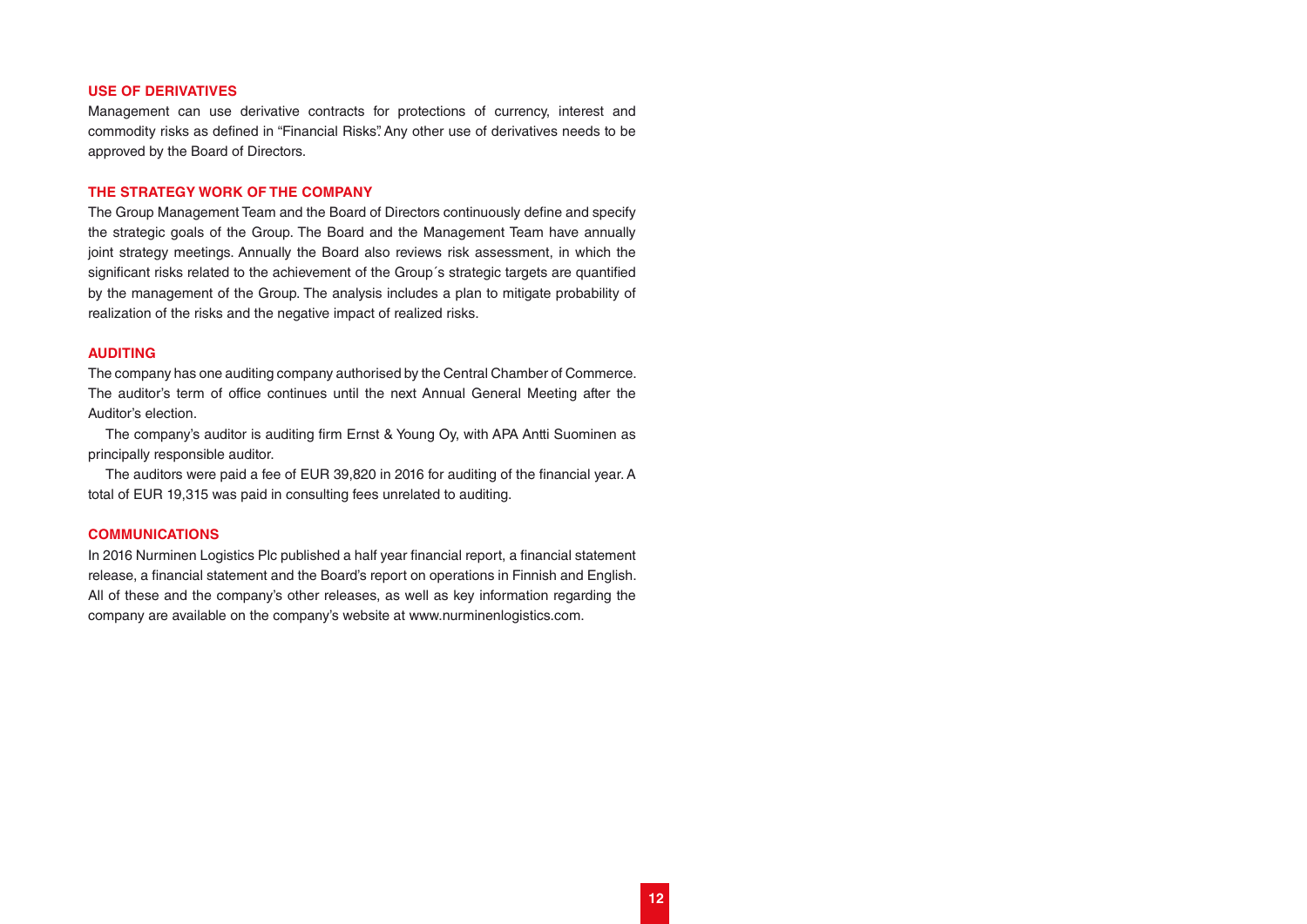## USE OF DERIVATIVES

Management can use derivative contracts for protections of currency, interest and commodity risks as defined in "Financial Risks". Any other use of derivatives needs to be approved by the Board of Directors.

## THE STRATEGY WORK OF THE COMPANY

The Group Management Team and the Board of Directors continuously define and specify the strategic goals of the Group. The Board and the Management Team have annually joint strategy meetings. Annually the Board also reviews risk assessment, in which the significant risks related to the achievement of the Group´s strategic targets are quantified by the management of the Group. The analysis includes a plan to mitigate probability of realization of the risks and the negative impact of realized risks.

## AUDITING

The company has one auditing company authorised by the Central Chamber of Commerce. The auditor's term of office continues until the next Annual General Meeting after the Auditor's election.

The company's auditor is auditing firm Ernst & Young Oy, with APA Antti Suominen as principally responsible auditor.

The auditors were paid a fee of EUR 39,820 in 2016 for auditing of the financial year. A total of EUR 19,315 was paid in consulting fees unrelated to auditing.

## COMMUNICATIONS

In 2016 Nurminen Logistics Plc published a half year financial report, a financial statement release, a financial statement and the Board's report on operations in Finnish and English. All of these and the company's other releases, as well as key information regarding the company are available on the company's website at www.nurminenlogistics.com.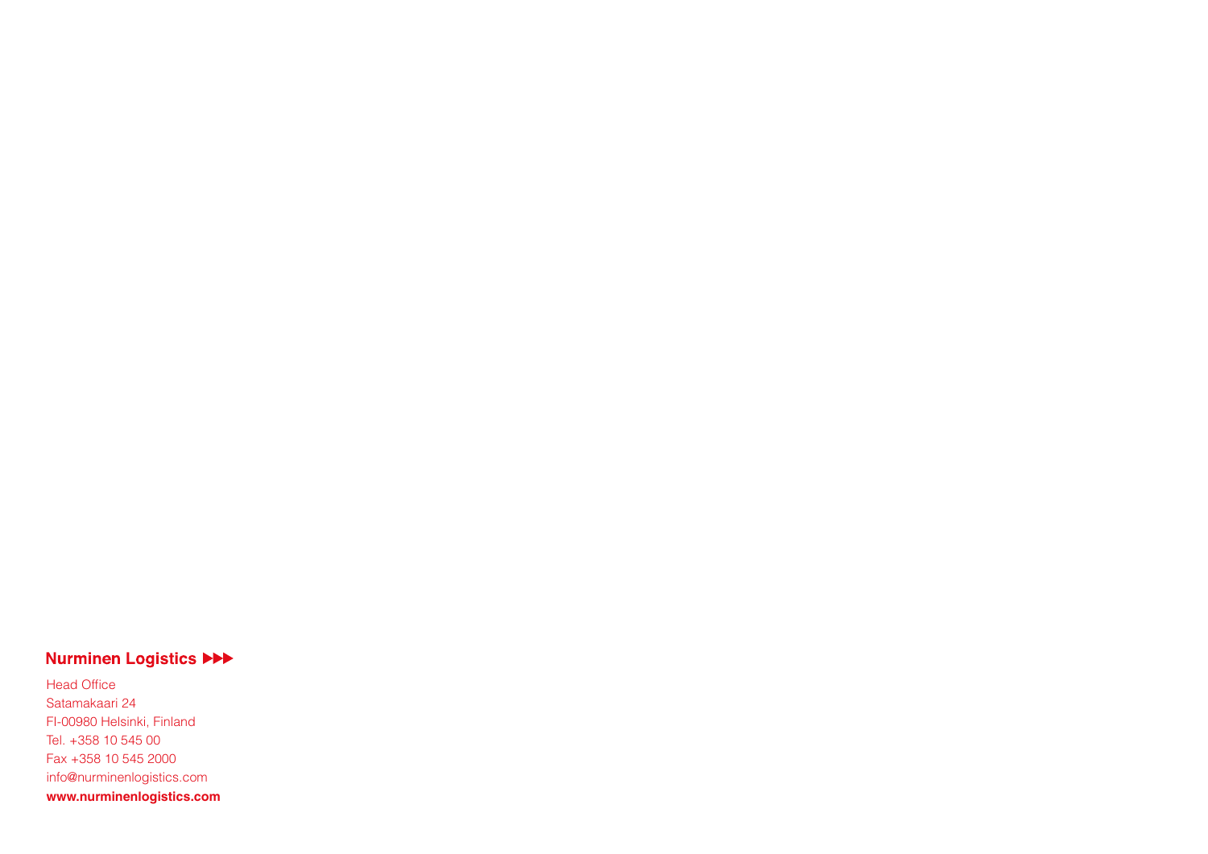**Nurminen Logistics ▶▶▶**

Head Office
Satamakaari 24
FI-00980 Helsinki, Finland
Tel. +358 10 545 00
Fax +358 10 545 2000
info@nurminenlogistics.com
**www.nurminenlogistics.com**